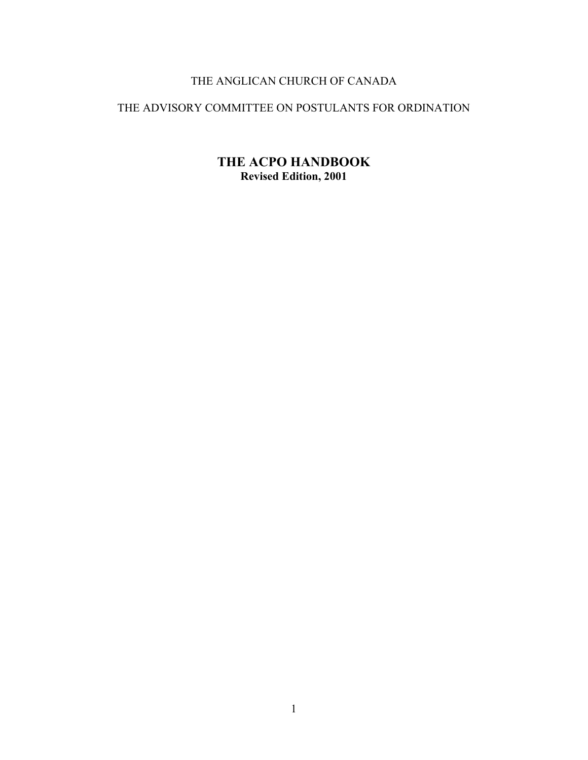THE ANGLICAN CHURCH OF CANADA

THE ADVISORY COMMITTEE ON POSTULANTS FOR ORDINATION

# THE ACPO HANDBOOK

**Revised Edition, 2001**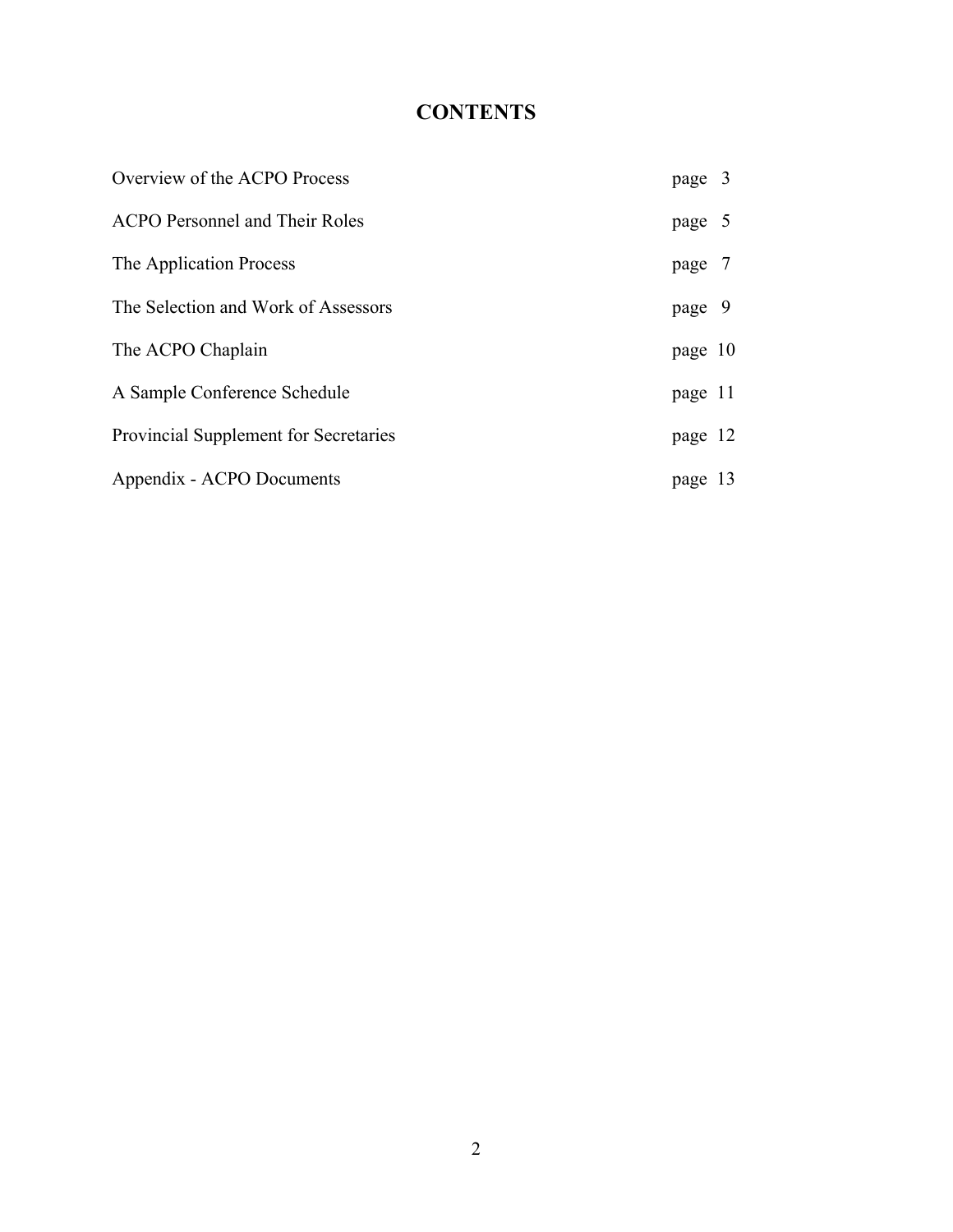# CONTENTS

| | |
|---|---|
| Overview of the ACPO Process | page 3 |
| ACPO Personnel and Their Roles | page 5 |
| The Application Process | page 7 |
| The Selection and Work of Assessors | page 9 |
| The ACPO Chaplain | page 10 |
| A Sample Conference Schedule | page 11 |
| Provincial Supplement for Secretaries | page 12 |
| Appendix - ACPO Documents | page 13 |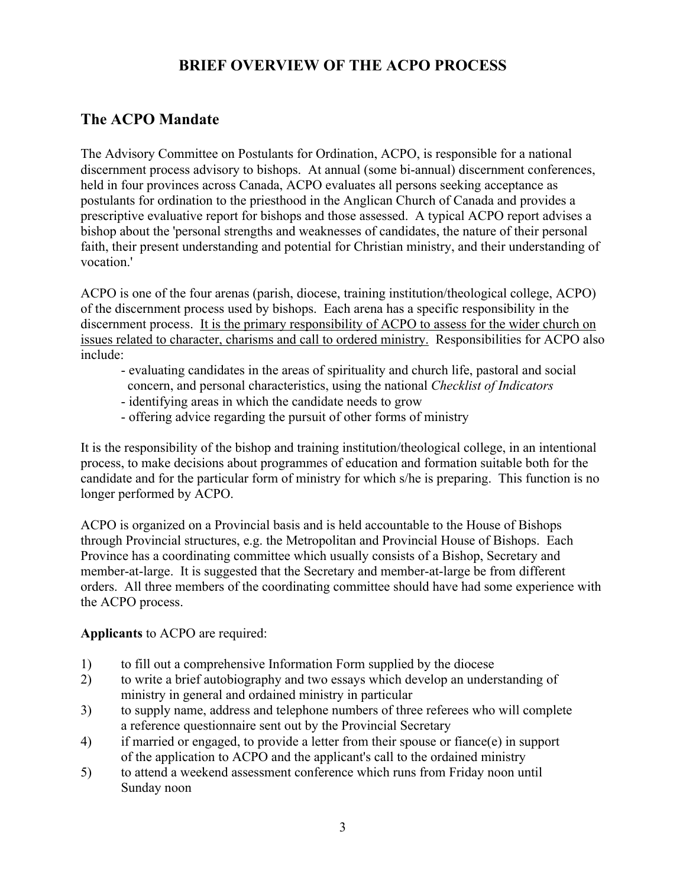# BRIEF OVERVIEW OF THE ACPO PROCESS

## The ACPO Mandate

The Advisory Committee on Postulants for Ordination, ACPO, is responsible for a national discernment process advisory to bishops. At annual (some bi-annual) discernment conferences, held in four provinces across Canada, ACPO evaluates all persons seeking acceptance as postulants for ordination to the priesthood in the Anglican Church of Canada and provides a prescriptive evaluative report for bishops and those assessed. A typical ACPO report advises a bishop about the 'personal strengths and weaknesses of candidates, the nature of their personal faith, their present understanding and potential for Christian ministry, and their understanding of vocation.'

ACPO is one of the four arenas (parish, diocese, training institution/theological college, ACPO) of the discernment process used by bishops. Each arena has a specific responsibility in the discernment process. <u>It is the primary responsibility of ACPO to assess for the wider church on issues related to character, charisms and call to ordered ministry.</u> Responsibilities for ACPO also include:

- evaluating candidates in the areas of spirituality and church life, pastoral and social concern, and personal characteristics, using the national *Checklist of Indicators*
- identifying areas in which the candidate needs to grow
- offering advice regarding the pursuit of other forms of ministry

It is the responsibility of the bishop and training institution/theological college, in an intentional process, to make decisions about programmes of education and formation suitable both for the candidate and for the particular form of ministry for which s/he is preparing. This function is no longer performed by ACPO.

ACPO is organized on a Provincial basis and is held accountable to the House of Bishops through Provincial structures, e.g. the Metropolitan and Provincial House of Bishops. Each Province has a coordinating committee which usually consists of a Bishop, Secretary and member-at-large. It is suggested that the Secretary and member-at-large be from different orders. All three members of the coordinating committee should have had some experience with the ACPO process.

**Applicants** to ACPO are required:

1) to fill out a comprehensive Information Form supplied by the diocese
2) to write a brief autobiography and two essays which develop an understanding of ministry in general and ordained ministry in particular
3) to supply name, address and telephone numbers of three referees who will complete a reference questionnaire sent out by the Provincial Secretary
4) if married or engaged, to provide a letter from their spouse or fiance(e) in support of the application to ACPO and the applicant's call to the ordained ministry
5) to attend a weekend assessment conference which runs from Friday noon until Sunday noon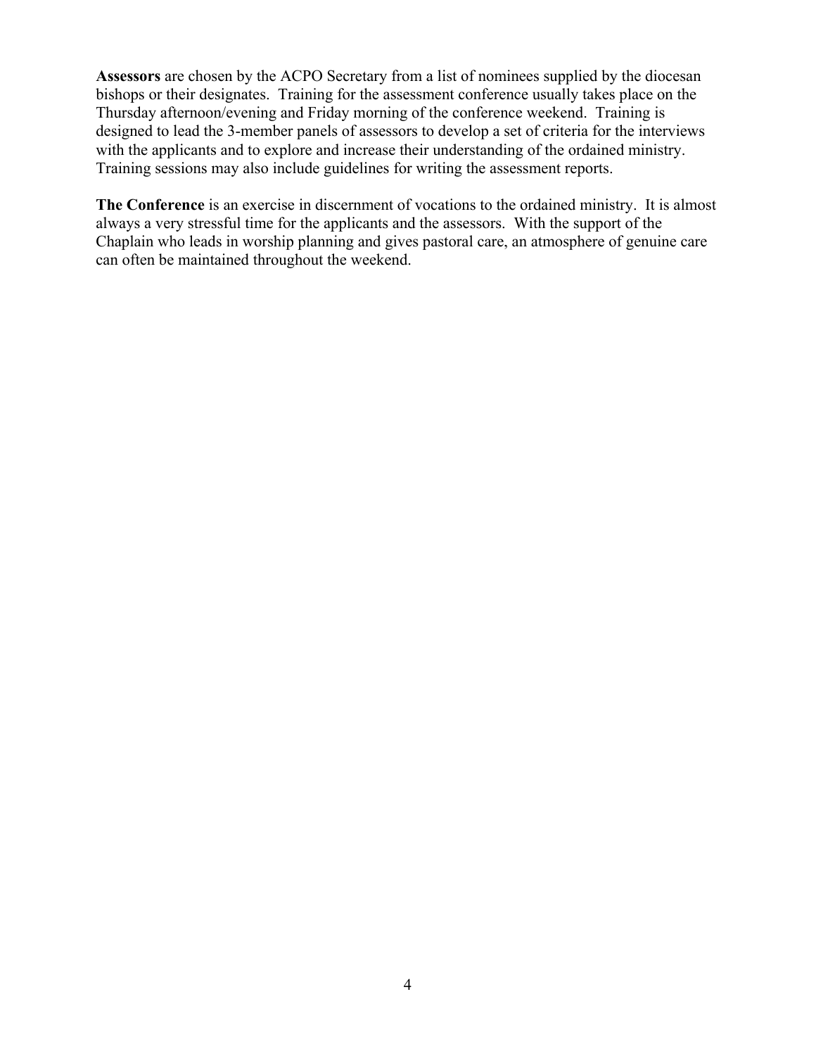**Assessors** are chosen by the ACPO Secretary from a list of nominees supplied by the diocesan bishops or their designates. Training for the assessment conference usually takes place on the Thursday afternoon/evening and Friday morning of the conference weekend. Training is designed to lead the 3-member panels of assessors to develop a set of criteria for the interviews with the applicants and to explore and increase their understanding of the ordained ministry. Training sessions may also include guidelines for writing the assessment reports.

**The Conference** is an exercise in discernment of vocations to the ordained ministry. It is almost always a very stressful time for the applicants and the assessors. With the support of the Chaplain who leads in worship planning and gives pastoral care, an atmosphere of genuine care can often be maintained throughout the weekend.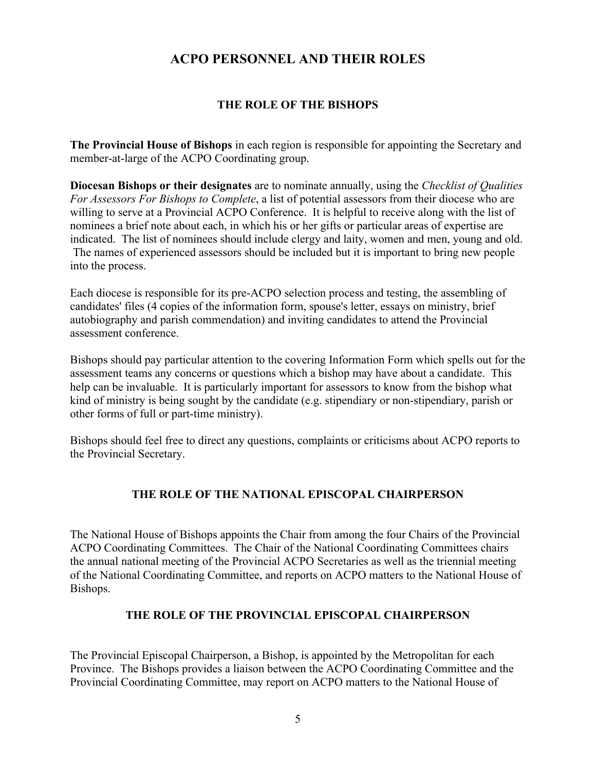# ACPO PERSONNEL AND THEIR ROLES

## THE ROLE OF THE BISHOPS

**The Provincial House of Bishops** in each region is responsible for appointing the Secretary and member-at-large of the ACPO Coordinating group.

**Diocesan Bishops or their designates** are to nominate annually, using the *Checklist of Qualities For Assessors For Bishops to Complete*, a list of potential assessors from their diocese who are willing to serve at a Provincial ACPO Conference. It is helpful to receive along with the list of nominees a brief note about each, in which his or her gifts or particular areas of expertise are indicated. The list of nominees should include clergy and laity, women and men, young and old. The names of experienced assessors should be included but it is important to bring new people into the process.

Each diocese is responsible for its pre-ACPO selection process and testing, the assembling of candidates' files (4 copies of the information form, spouse's letter, essays on ministry, brief autobiography and parish commendation) and inviting candidates to attend the Provincial assessment conference.

Bishops should pay particular attention to the covering Information Form which spells out for the assessment teams any concerns or questions which a bishop may have about a candidate. This help can be invaluable. It is particularly important for assessors to know from the bishop what kind of ministry is being sought by the candidate (e.g. stipendiary or non-stipendiary, parish or other forms of full or part-time ministry).

Bishops should feel free to direct any questions, complaints or criticisms about ACPO reports to the Provincial Secretary.

## THE ROLE OF THE NATIONAL EPISCOPAL CHAIRPERSON

The National House of Bishops appoints the Chair from among the four Chairs of the Provincial ACPO Coordinating Committees. The Chair of the National Coordinating Committees chairs the annual national meeting of the Provincial ACPO Secretaries as well as the triennial meeting of the National Coordinating Committee, and reports on ACPO matters to the National House of Bishops.

## THE ROLE OF THE PROVINCIAL EPISCOPAL CHAIRPERSON

The Provincial Episcopal Chairperson, a Bishop, is appointed by the Metropolitan for each Province. The Bishops provides a liaison between the ACPO Coordinating Committee and the Provincial Coordinating Committee, may report on ACPO matters to the National House of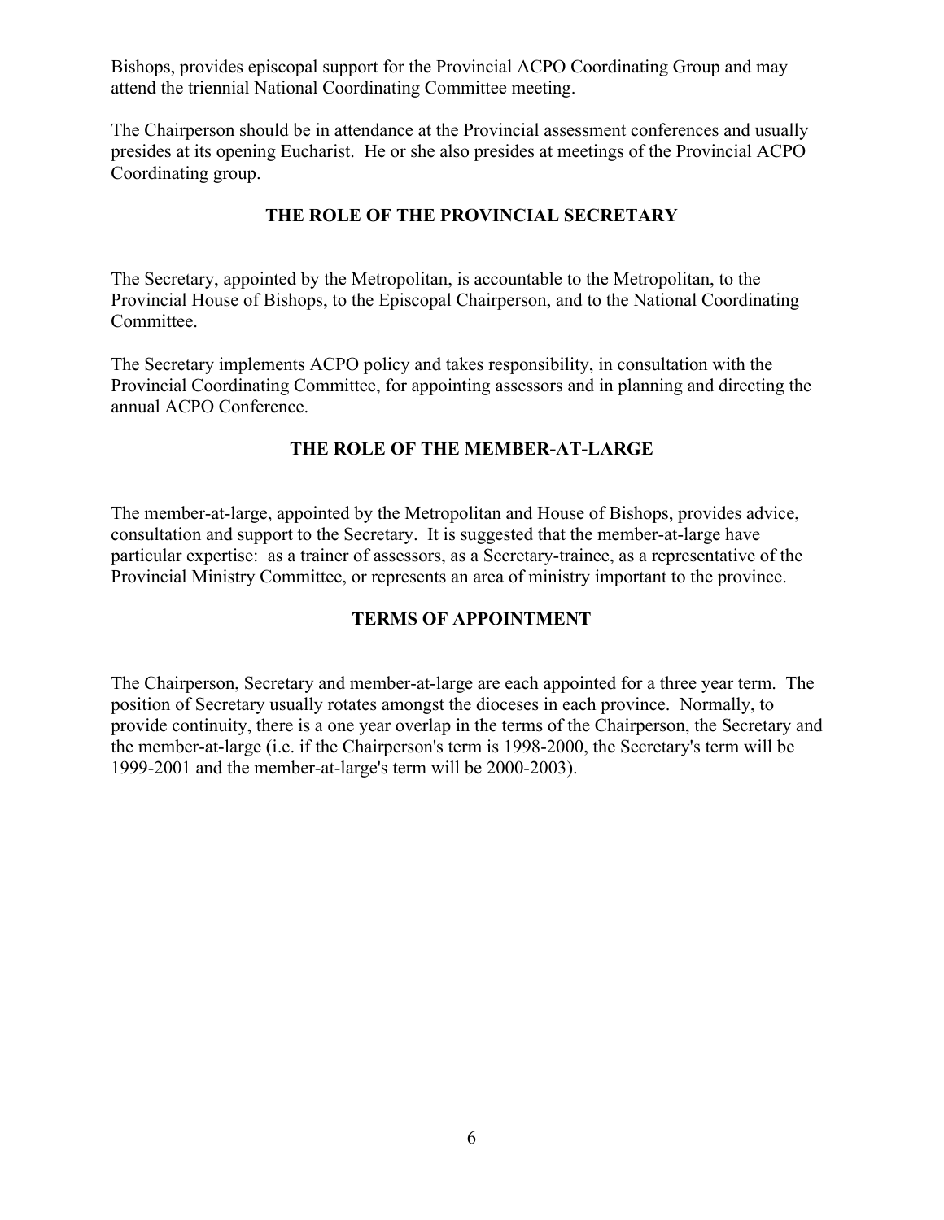Bishops, provides episcopal support for the Provincial ACPO Coordinating Group and may attend the triennial National Coordinating Committee meeting.

The Chairperson should be in attendance at the Provincial assessment conferences and usually presides at its opening Eucharist. He or she also presides at meetings of the Provincial ACPO Coordinating group.

## THE ROLE OF THE PROVINCIAL SECRETARY

The Secretary, appointed by the Metropolitan, is accountable to the Metropolitan, to the Provincial House of Bishops, to the Episcopal Chairperson, and to the National Coordinating Committee.

The Secretary implements ACPO policy and takes responsibility, in consultation with the Provincial Coordinating Committee, for appointing assessors and in planning and directing the annual ACPO Conference.

## THE ROLE OF THE MEMBER-AT-LARGE

The member-at-large, appointed by the Metropolitan and House of Bishops, provides advice, consultation and support to the Secretary. It is suggested that the member-at-large have particular expertise: as a trainer of assessors, as a Secretary-trainee, as a representative of the Provincial Ministry Committee, or represents an area of ministry important to the province.

## TERMS OF APPOINTMENT

The Chairperson, Secretary and member-at-large are each appointed for a three year term. The position of Secretary usually rotates amongst the dioceses in each province. Normally, to provide continuity, there is a one year overlap in the terms of the Chairperson, the Secretary and the member-at-large (i.e. if the Chairperson's term is 1998-2000, the Secretary's term will be 1999-2001 and the member-at-large's term will be 2000-2003).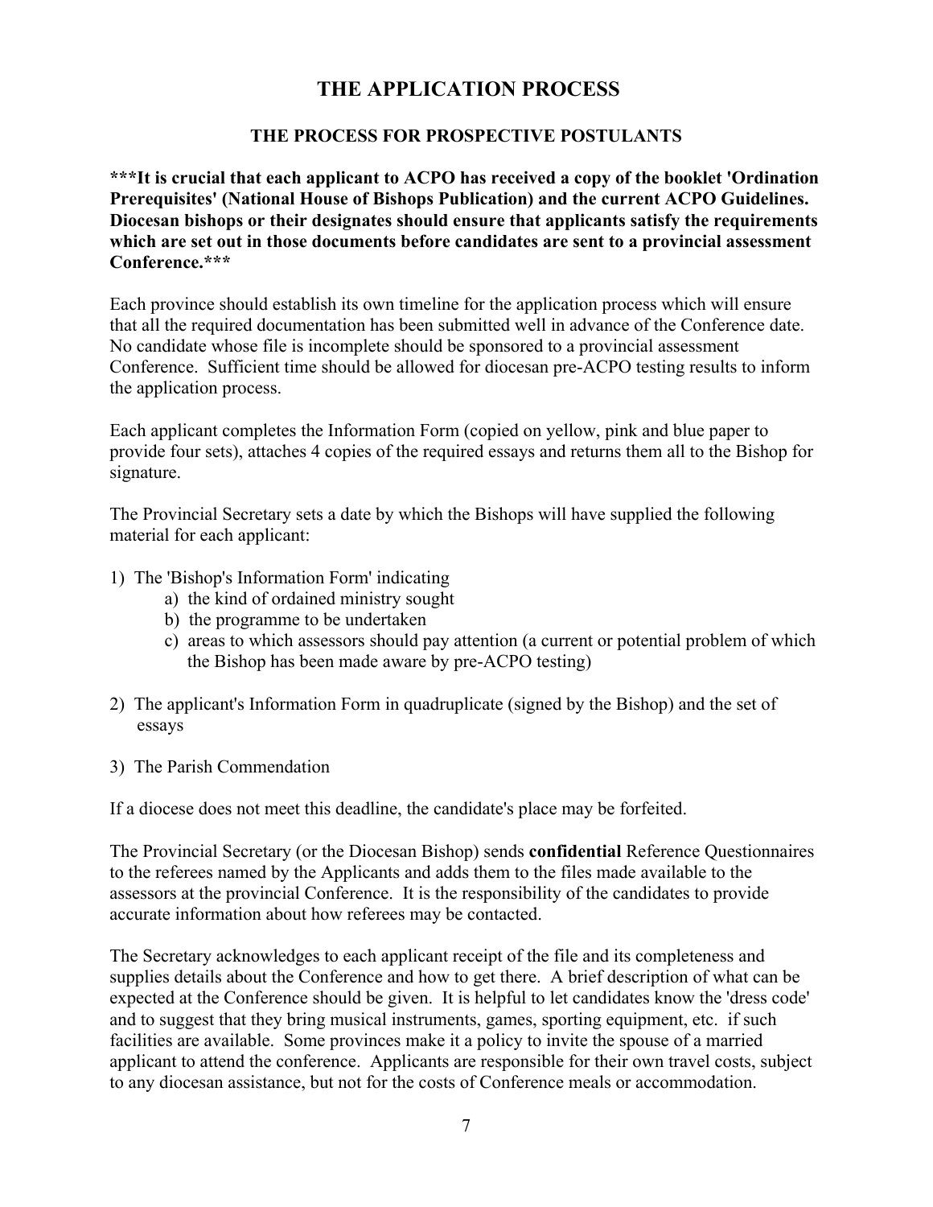# THE APPLICATION PROCESS

## THE PROCESS FOR PROSPECTIVE POSTULANTS

**\*\*\*It is crucial that each applicant to ACPO has received a copy of the booklet 'Ordination Prerequisites' (National House of Bishops Publication) and the current ACPO Guidelines. Diocesan bishops or their designates should ensure that applicants satisfy the requirements which are set out in those documents before candidates are sent to a provincial assessment Conference.\*\*\***

Each province should establish its own timeline for the application process which will ensure that all the required documentation has been submitted well in advance of the Conference date. No candidate whose file is incomplete should be sponsored to a provincial assessment Conference. Sufficient time should be allowed for diocesan pre-ACPO testing results to inform the application process.

Each applicant completes the Information Form (copied on yellow, pink and blue paper to provide four sets), attaches 4 copies of the required essays and returns them all to the Bishop for signature.

The Provincial Secretary sets a date by which the Bishops will have supplied the following material for each applicant:

1) The 'Bishop's Information Form' indicating
   a) the kind of ordained ministry sought
   b) the programme to be undertaken
   c) areas to which assessors should pay attention (a current or potential problem of which the Bishop has been made aware by pre-ACPO testing)

2) The applicant's Information Form in quadruplicate (signed by the Bishop) and the set of essays

3) The Parish Commendation

If a diocese does not meet this deadline, the candidate's place may be forfeited.

The Provincial Secretary (or the Diocesan Bishop) sends **confidential** Reference Questionnaires to the referees named by the Applicants and adds them to the files made available to the assessors at the provincial Conference. It is the responsibility of the candidates to provide accurate information about how referees may be contacted.

The Secretary acknowledges to each applicant receipt of the file and its completeness and supplies details about the Conference and how to get there. A brief description of what can be expected at the Conference should be given. It is helpful to let candidates know the 'dress code' and to suggest that they bring musical instruments, games, sporting equipment, etc. if such facilities are available. Some provinces make it a policy to invite the spouse of a married applicant to attend the conference. Applicants are responsible for their own travel costs, subject to any diocesan assistance, but not for the costs of Conference meals or accommodation.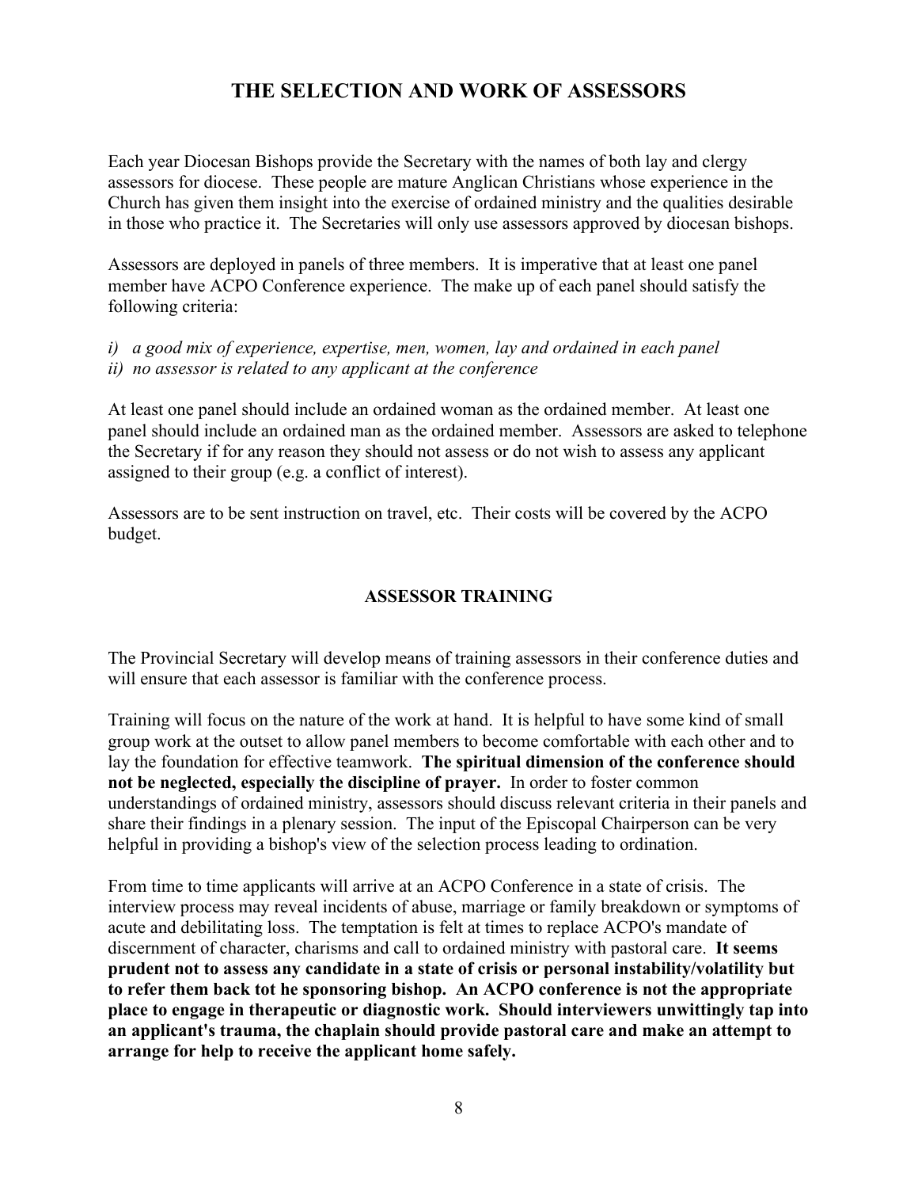## THE SELECTION AND WORK OF ASSESSORS

Each year Diocesan Bishops provide the Secretary with the names of both lay and clergy assessors for diocese. These people are mature Anglican Christians whose experience in the Church has given them insight into the exercise of ordained ministry and the qualities desirable in those who practice it. The Secretaries will only use assessors approved by diocesan bishops.

Assessors are deployed in panels of three members. It is imperative that at least one panel member have ACPO Conference experience. The make up of each panel should satisfy the following criteria:

*i) a good mix of experience, expertise, men, women, lay and ordained in each panel*
*ii) no assessor is related to any applicant at the conference*

At least one panel should include an ordained woman as the ordained member. At least one panel should include an ordained man as the ordained member. Assessors are asked to telephone the Secretary if for any reason they should not assess or do not wish to assess any applicant assigned to their group (e.g. a conflict of interest).

Assessors are to be sent instruction on travel, etc. Their costs will be covered by the ACPO budget.

### ASSESSOR TRAINING

The Provincial Secretary will develop means of training assessors in their conference duties and will ensure that each assessor is familiar with the conference process.

Training will focus on the nature of the work at hand. It is helpful to have some kind of small group work at the outset to allow panel members to become comfortable with each other and to lay the foundation for effective teamwork. **The spiritual dimension of the conference should not be neglected, especially the discipline of prayer.** In order to foster common understandings of ordained ministry, assessors should discuss relevant criteria in their panels and share their findings in a plenary session. The input of the Episcopal Chairperson can be very helpful in providing a bishop's view of the selection process leading to ordination.

From time to time applicants will arrive at an ACPO Conference in a state of crisis. The interview process may reveal incidents of abuse, marriage or family breakdown or symptoms of acute and debilitating loss. The temptation is felt at times to replace ACPO's mandate of discernment of character, charisms and call to ordained ministry with pastoral care. **It seems prudent not to assess any candidate in a state of crisis or personal instability/volatility but to refer them back tot he sponsoring bishop. An ACPO conference is not the appropriate place to engage in therapeutic or diagnostic work. Should interviewers unwittingly tap into an applicant's trauma, the chaplain should provide pastoral care and make an attempt to arrange for help to receive the applicant home safely.**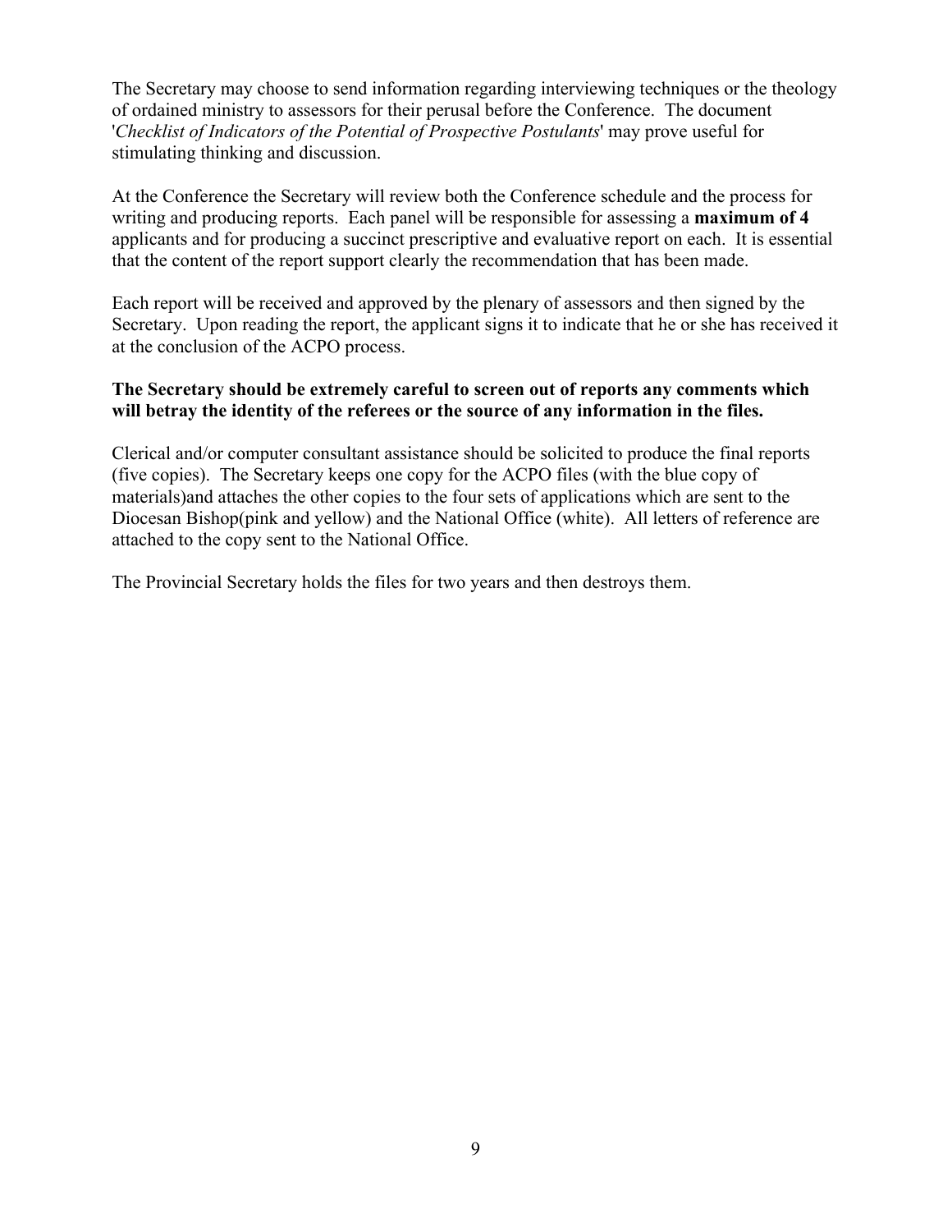The Secretary may choose to send information regarding interviewing techniques or the theology of ordained ministry to assessors for their perusal before the Conference. The document '*Checklist of Indicators of the Potential of Prospective Postulants*' may prove useful for stimulating thinking and discussion.

At the Conference the Secretary will review both the Conference schedule and the process for writing and producing reports. Each panel will be responsible for assessing a **maximum of 4** applicants and for producing a succinct prescriptive and evaluative report on each. It is essential that the content of the report support clearly the recommendation that has been made.

Each report will be received and approved by the plenary of assessors and then signed by the Secretary. Upon reading the report, the applicant signs it to indicate that he or she has received it at the conclusion of the ACPO process.

**The Secretary should be extremely careful to screen out of reports any comments which will betray the identity of the referees or the source of any information in the files.**

Clerical and/or computer consultant assistance should be solicited to produce the final reports (five copies). The Secretary keeps one copy for the ACPO files (with the blue copy of materials)and attaches the other copies to the four sets of applications which are sent to the Diocesan Bishop(pink and yellow) and the National Office (white). All letters of reference are attached to the copy sent to the National Office.

The Provincial Secretary holds the files for two years and then destroys them.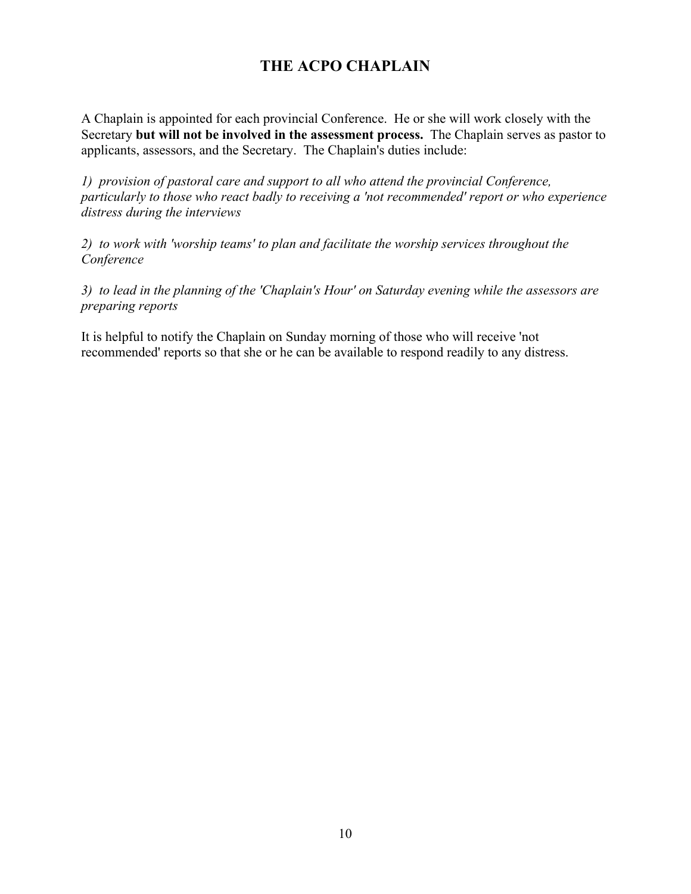# THE ACPO CHAPLAIN

A Chaplain is appointed for each provincial Conference. He or she will work closely with the Secretary **but will not be involved in the assessment process.** The Chaplain serves as pastor to applicants, assessors, and the Secretary. The Chaplain's duties include:

*1) provision of pastoral care and support to all who attend the provincial Conference, particularly to those who react badly to receiving a 'not recommended' report or who experience distress during the interviews*

*2) to work with 'worship teams' to plan and facilitate the worship services throughout the Conference*

*3) to lead in the planning of the 'Chaplain's Hour' on Saturday evening while the assessors are preparing reports*

It is helpful to notify the Chaplain on Sunday morning of those who will receive 'not recommended' reports so that she or he can be available to respond readily to any distress.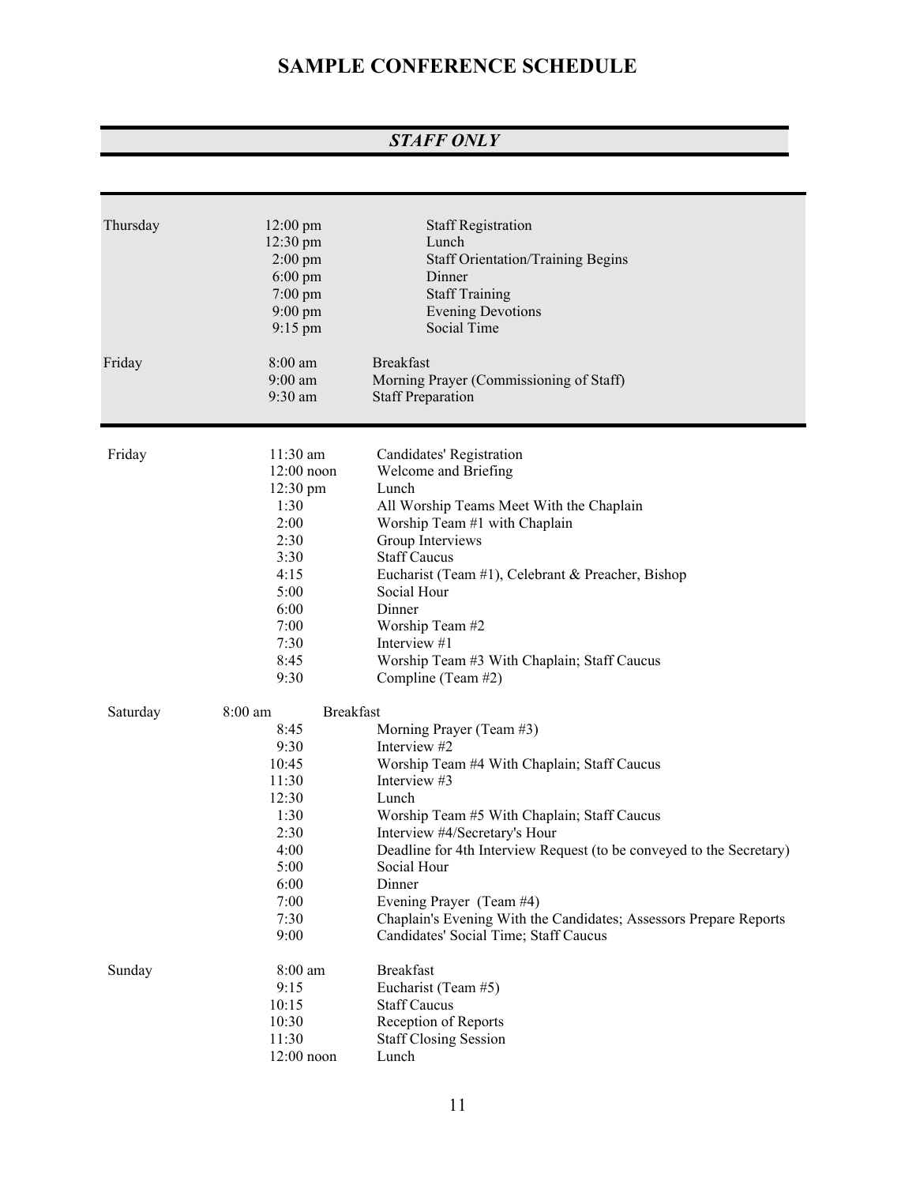# SAMPLE CONFERENCE SCHEDULE

## *STAFF ONLY*

| Day | Time | Event |
|---|---|---|
| Thursday | 12:00 pm | Staff Registration |
| | 12:30 pm | Lunch |
| | 2:00 pm | Staff Orientation/Training Begins |
| | 6:00 pm | Dinner |
| | 7:00 pm | Staff Training |
| | 9:00 pm | Evening Devotions |
| | 9:15 pm | Social Time |
| Friday | 8:00 am | Breakfast |
| | 9:00 am | Morning Prayer (Commissioning of Staff) |
| | 9:30 am | Staff Preparation |

| Day | Time | Event |
|---|---|---|
| Friday | 11:30 am | Candidates' Registration |
| | 12:00 noon | Welcome and Briefing |
| | 12:30 pm | Lunch |
| | 1:30 | All Worship Teams Meet With the Chaplain |
| | 2:00 | Worship Team #1 with Chaplain |
| | 2:30 | Group Interviews |
| | 3:30 | Staff Caucus |
| | 4:15 | Eucharist (Team #1), Celebrant & Preacher, Bishop |
| | 5:00 | Social Hour |
| | 6:00 | Dinner |
| | 7:00 | Worship Team #2 |
| | 7:30 | Interview #1 |
| | 8:45 | Worship Team #3 With Chaplain; Staff Caucus |
| | 9:30 | Compline (Team #2) |
| Saturday | 8:00 am | Breakfast |
| | 8:45 | Morning Prayer (Team #3) |
| | 9:30 | Interview #2 |
| | 10:45 | Worship Team #4 With Chaplain; Staff Caucus |
| | 11:30 | Interview #3 |
| | 12:30 | Lunch |
| | 1:30 | Worship Team #5 With Chaplain; Staff Caucus |
| | 2:30 | Interview #4/Secretary's Hour |
| | 4:00 | Deadline for 4th Interview Request (to be conveyed to the Secretary) |
| | 5:00 | Social Hour |
| | 6:00 | Dinner |
| | 7:00 | Evening Prayer (Team #4) |
| | 7:30 | Chaplain's Evening With the Candidates; Assessors Prepare Reports |
| | 9:00 | Candidates' Social Time; Staff Caucus |
| Sunday | 8:00 am | Breakfast |
| | 9:15 | Eucharist (Team #5) |
| | 10:15 | Staff Caucus |
| | 10:30 | Reception of Reports |
| | 11:30 | Staff Closing Session |
| | 12:00 noon | Lunch |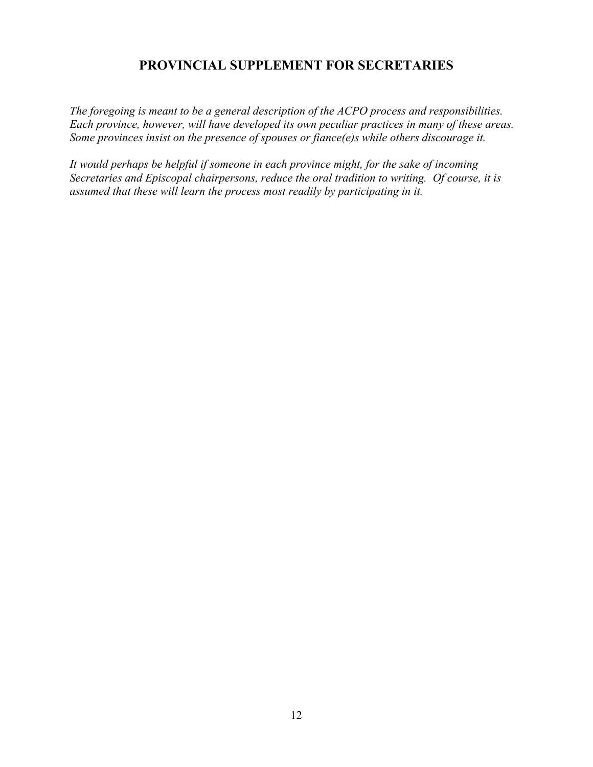# PROVINCIAL SUPPLEMENT FOR SECRETARIES

*The foregoing is meant to be a general description of the ACPO process and responsibilities. Each province, however, will have developed its own peculiar practices in many of these areas. Some provinces insist on the presence of spouses or fiance(e)s while others discourage it.*

*It would perhaps be helpful if someone in each province might, for the sake of incoming Secretaries and Episcopal chairpersons, reduce the oral tradition to writing. Of course, it is assumed that these will learn the process most readily by participating in it.*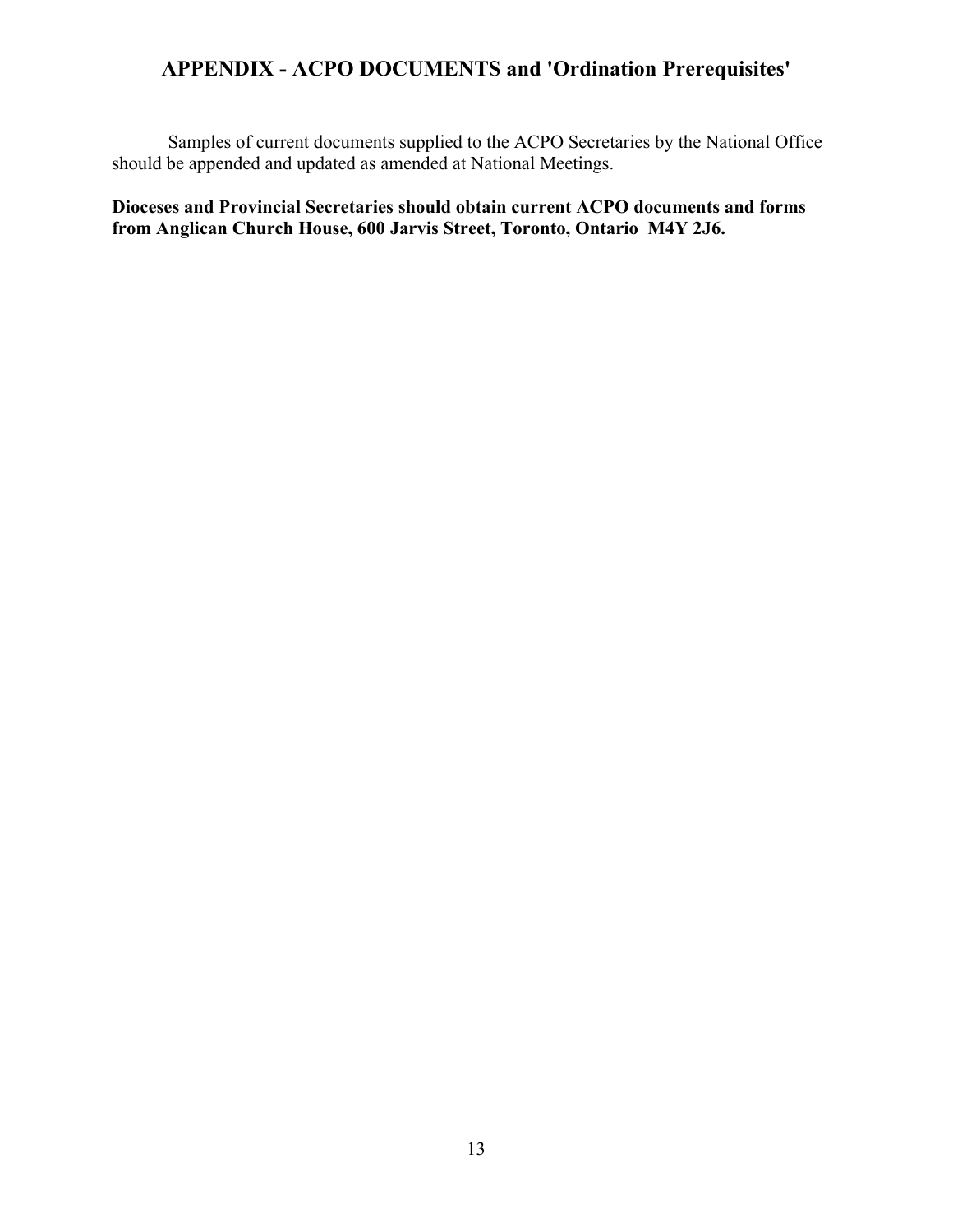# APPENDIX - ACPO DOCUMENTS and 'Ordination Prerequisites'

Samples of current documents supplied to the ACPO Secretaries by the National Office should be appended and updated as amended at National Meetings.

**Dioceses and Provincial Secretaries should obtain current ACPO documents and forms from Anglican Church House, 600 Jarvis Street, Toronto, Ontario M4Y 2J6.**